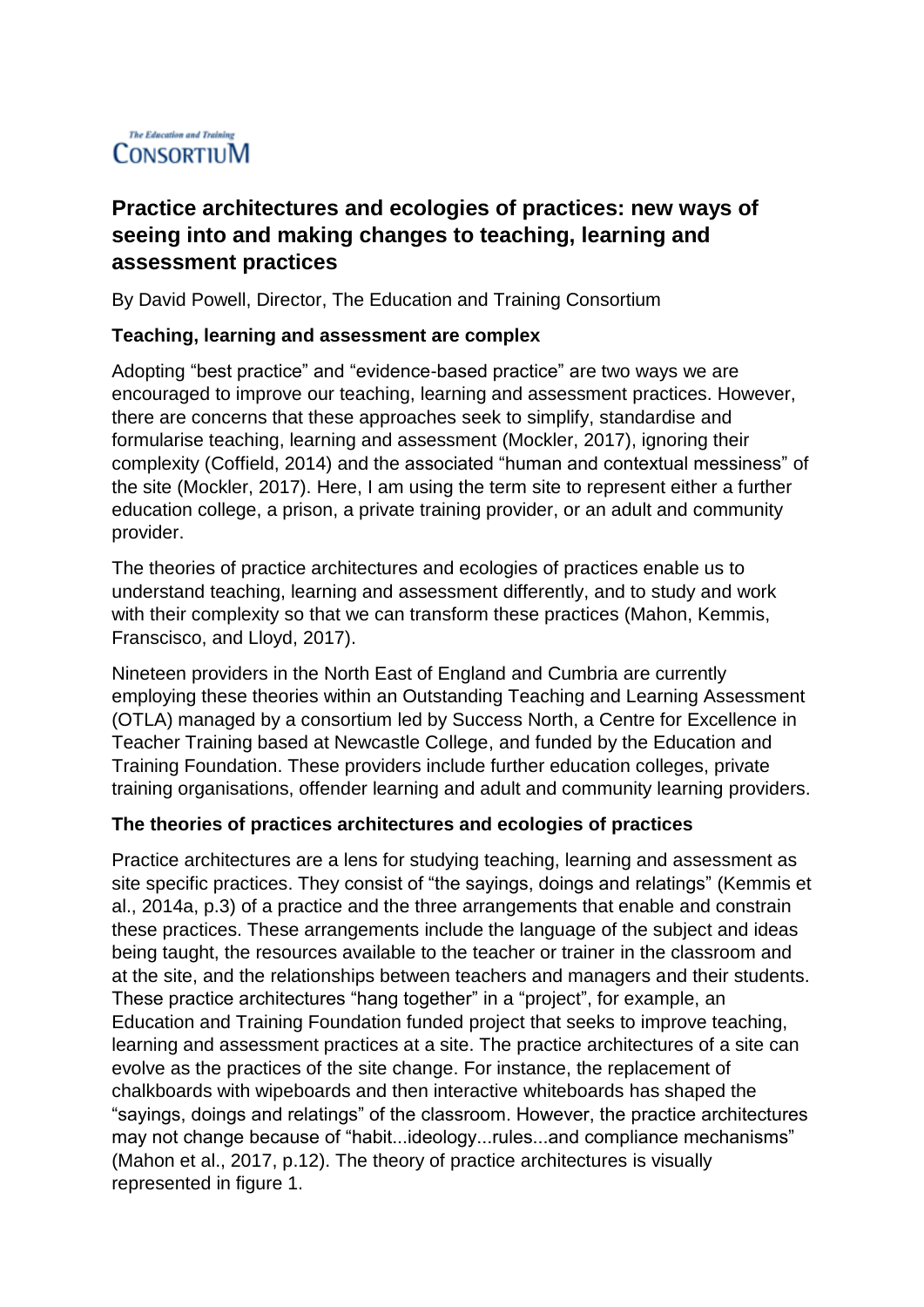The Education and Training Consortium

# Practice architectures and ecologies of practices: new ways of seeing into and making changes to teaching, learning and assessment practices

By David Powell, Director, The Education and Training Consortium

### Teaching, learning and assessment are complex

Adopting "best practice" and "evidence-based practice" are two ways we are encouraged to improve our teaching, learning and assessment practices. However, there are concerns that these approaches seek to simplify, standardise and formularise teaching, learning and assessment (Mockler, 2017), ignoring their complexity (Coffield, 2014) and the associated "human and contextual messiness" of the site (Mockler, 2017). Here, I am using the term site to represent either a further education college, a prison, a private training provider, or an adult and community provider.

The theories of practice architectures and ecologies of practices enable us to understand teaching, learning and assessment differently, and to study and work with their complexity so that we can transform these practices (Mahon, Kemmis, Franscisco, and Lloyd, 2017).

Nineteen providers in the North East of England and Cumbria are currently employing these theories within an Outstanding Teaching and Learning Assessment (OTLA) managed by a consortium led by Success North, a Centre for Excellence in Teacher Training based at Newcastle College, and funded by the Education and Training Foundation. These providers include further education colleges, private training organisations, offender learning and adult and community learning providers.

### The theories of practices architectures and ecologies of practices

Practice architectures are a lens for studying teaching, learning and assessment as site specific practices. They consist of "the sayings, doings and relatings" (Kemmis et al., 2014a, p.3) of a practice and the three arrangements that enable and constrain these practices. These arrangements include the language of the subject and ideas being taught, the resources available to the teacher or trainer in the classroom and at the site, and the relationships between teachers and managers and their students. These practice architectures "hang together" in a "project", for example, an Education and Training Foundation funded project that seeks to improve teaching, learning and assessment practices at a site. The practice architectures of a site can evolve as the practices of the site change. For instance, the replacement of chalkboards with wipeboards and then interactive whiteboards has shaped the "sayings, doings and relatings" of the classroom. However, the practice architectures may not change because of "habit...ideology...rules...and compliance mechanisms" (Mahon et al., 2017, p.12). The theory of practice architectures is visually represented in figure 1.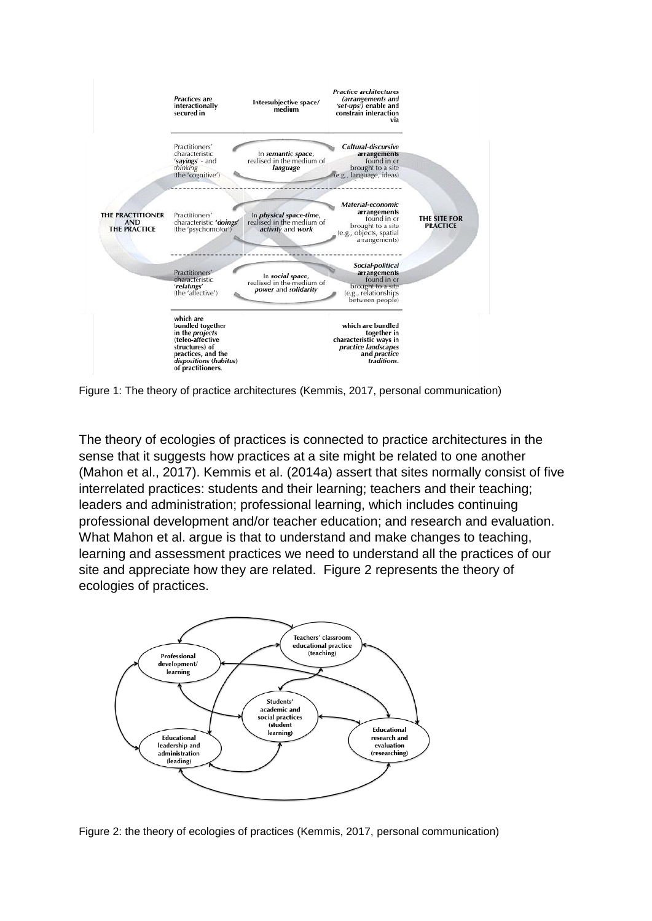| THE PRACTITIONER AND THE PRACTICE | *Practices* are interactionally secured in | Intersubjective space/ medium | *Practice architectures (arrangements and 'set-ups')* enable and constrain interaction via | THE SITE FOR PRACTICE |
|---|---|---|---|---|
| | Practitioners' characteristic '*sayings*' - and *thinking* (the 'cognitive') | In *semantic space*, realised in the medium of *language* | *Cultural-discursive* arrangements found in or brought to a site (e.g., language, ideas) | |
| | Practitioners' characteristic '*doings*' (the 'psychomotor') | In *physical space-time*, realised in the medium of *activity* and *work* | *Material-economic* arrangements found in or brought to a site (e.g., objects, spatial arrangements) | |
| | Practitioners' characteristic '*relatings*' (the 'affective') | In *social space*, realised in the medium of *power* and *solidarity* | *Social-political* arrangements found in or brought to a site (e.g., relationships between people) | |
| | which are bundled together in the *projects* (teleo-affective structures) of practices, and the *dispositions* (*habitus*) of practitioners. | | which are bundled together in characteristic ways in *practice landscapes* and *practice traditions*. | |

Figure 1: The theory of practice architectures (Kemmis, 2017, personal communication)

The theory of ecologies of practices is connected to practice architectures in the sense that it suggests how practices at a site might be related to one another (Mahon et al., 2017). Kemmis et al. (2014a) assert that sites normally consist of five interrelated practices: students and their learning; teachers and their teaching; leaders and administration; professional learning, which includes continuing professional development and/or teacher education; and research and evaluation. What Mahon et al. argue is that to understand and make changes to teaching, learning and assessment practices we need to understand all the practices of our site and appreciate how they are related. Figure 2 represents the theory of ecologies of practices.

Figure 2: the theory of ecologies of practices (Kemmis, 2017, personal communication)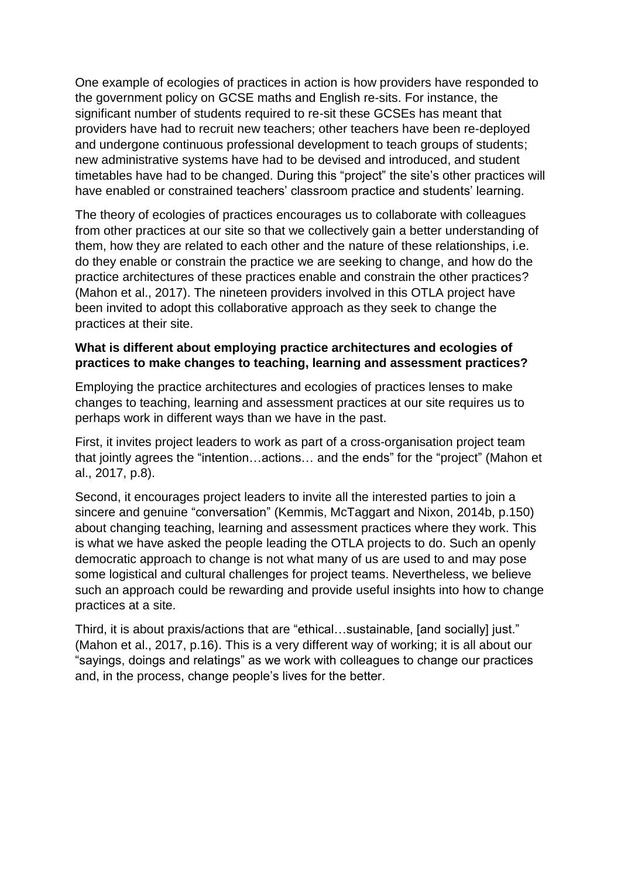One example of ecologies of practices in action is how providers have responded to the government policy on GCSE maths and English re-sits. For instance, the significant number of students required to re-sit these GCSEs has meant that providers have had to recruit new teachers; other teachers have been re-deployed and undergone continuous professional development to teach groups of students; new administrative systems have had to be devised and introduced, and student timetables have had to be changed. During this "project" the site's other practices will have enabled or constrained teachers' classroom practice and students' learning.

The theory of ecologies of practices encourages us to collaborate with colleagues from other practices at our site so that we collectively gain a better understanding of them, how they are related to each other and the nature of these relationships, i.e. do they enable or constrain the practice we are seeking to change, and how do the practice architectures of these practices enable and constrain the other practices? (Mahon et al., 2017). The nineteen providers involved in this OTLA project have been invited to adopt this collaborative approach as they seek to change the practices at their site.

**What is different about employing practice architectures and ecologies of practices to make changes to teaching, learning and assessment practices?**

Employing the practice architectures and ecologies of practices lenses to make changes to teaching, learning and assessment practices at our site requires us to perhaps work in different ways than we have in the past.

First, it invites project leaders to work as part of a cross-organisation project team that jointly agrees the "intention…actions… and the ends" for the "project" (Mahon et al., 2017, p.8).

Second, it encourages project leaders to invite all the interested parties to join a sincere and genuine "conversation" (Kemmis, McTaggart and Nixon, 2014b, p.150) about changing teaching, learning and assessment practices where they work. This is what we have asked the people leading the OTLA projects to do. Such an openly democratic approach to change is not what many of us are used to and may pose some logistical and cultural challenges for project teams. Nevertheless, we believe such an approach could be rewarding and provide useful insights into how to change practices at a site.

Third, it is about praxis/actions that are "ethical…sustainable, [and socially] just." (Mahon et al., 2017, p.16). This is a very different way of working; it is all about our "sayings, doings and relatings" as we work with colleagues to change our practices and, in the process, change people's lives for the better.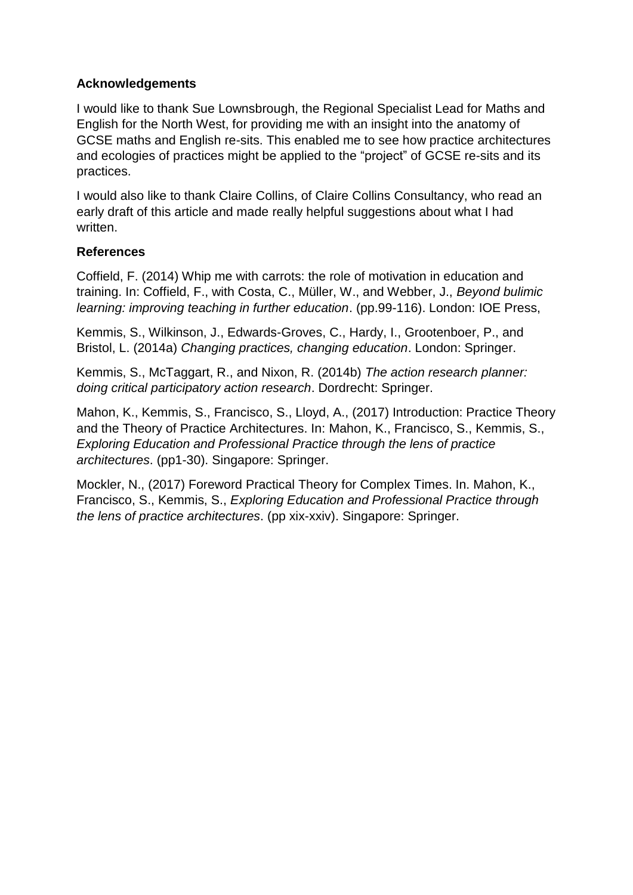## Acknowledgements

I would like to thank Sue Lownsbrough, the Regional Specialist Lead for Maths and English for the North West, for providing me with an insight into the anatomy of GCSE maths and English re-sits. This enabled me to see how practice architectures and ecologies of practices might be applied to the "project" of GCSE re-sits and its practices.

I would also like to thank Claire Collins, of Claire Collins Consultancy, who read an early draft of this article and made really helpful suggestions about what I had written.

## References

Coffield, F. (2014) Whip me with carrots: the role of motivation in education and training. In: Coffield, F., with Costa, C., Müller, W., and Webber, J., *Beyond bulimic learning: improving teaching in further education*. (pp.99-116). London: IOE Press,

Kemmis, S., Wilkinson, J., Edwards-Groves, C., Hardy, I., Grootenboer, P., and Bristol, L. (2014a) *Changing practices, changing education*. London: Springer.

Kemmis, S., McTaggart, R., and Nixon, R. (2014b) *The action research planner: doing critical participatory action research*. Dordrecht: Springer.

Mahon, K., Kemmis, S., Francisco, S., Lloyd, A., (2017) Introduction: Practice Theory and the Theory of Practice Architectures. In: Mahon, K., Francisco, S., Kemmis, S., *Exploring Education and Professional Practice through the lens of practice architectures*. (pp1-30). Singapore: Springer.

Mockler, N., (2017) Foreword Practical Theory for Complex Times. In. Mahon, K., Francisco, S., Kemmis, S., *Exploring Education and Professional Practice through the lens of practice architectures*. (pp xix-xxiv). Singapore: Springer.